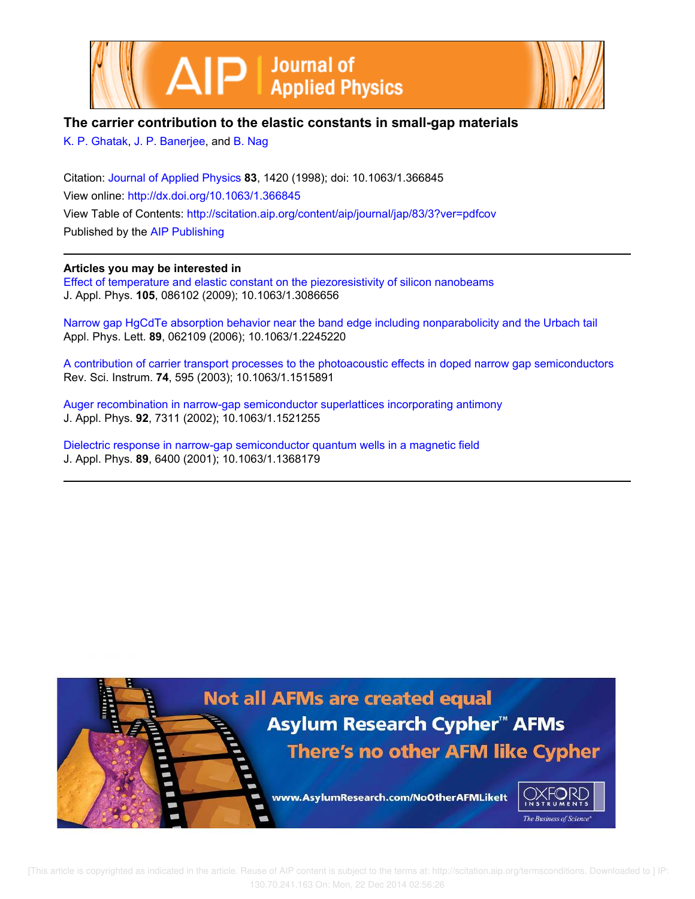# The carrier contribution to the elastic constants in small-gap materials

K. P. Ghatak, J. P. Banerjee, and B. Nag

Citation: Journal of Applied Physics **83**, 1420 (1998); doi: 10.1063/1.366845

View online: http://dx.doi.org/10.1063/1.366845

View Table of Contents: http://scitation.aip.org/content/aip/journal/jap/83/3?ver=pdfcov

Published by the AIP Publishing

**Articles you may be interested in**

Effect of temperature and elastic constant on the piezoresistivity of silicon nanobeams
J. Appl. Phys. **105**, 086102 (2009); 10.1063/1.3086656

Narrow gap HgCdTe absorption behavior near the band edge including nonparabolicity and the Urbach tail
Appl. Phys. Lett. **89**, 062109 (2006); 10.1063/1.2245220

A contribution of carrier transport processes to the photoacoustic effects in doped narrow gap semiconductors
Rev. Sci. Instrum. **74**, 595 (2003); 10.1063/1.1515891

Auger recombination in narrow-gap semiconductor superlattices incorporating antimony
J. Appl. Phys. **92**, 7311 (2002); 10.1063/1.1521255

Dielectric response in narrow-gap semiconductor quantum wells in a magnetic field
J. Appl. Phys. **89**, 6400 (2001); 10.1063/1.1368179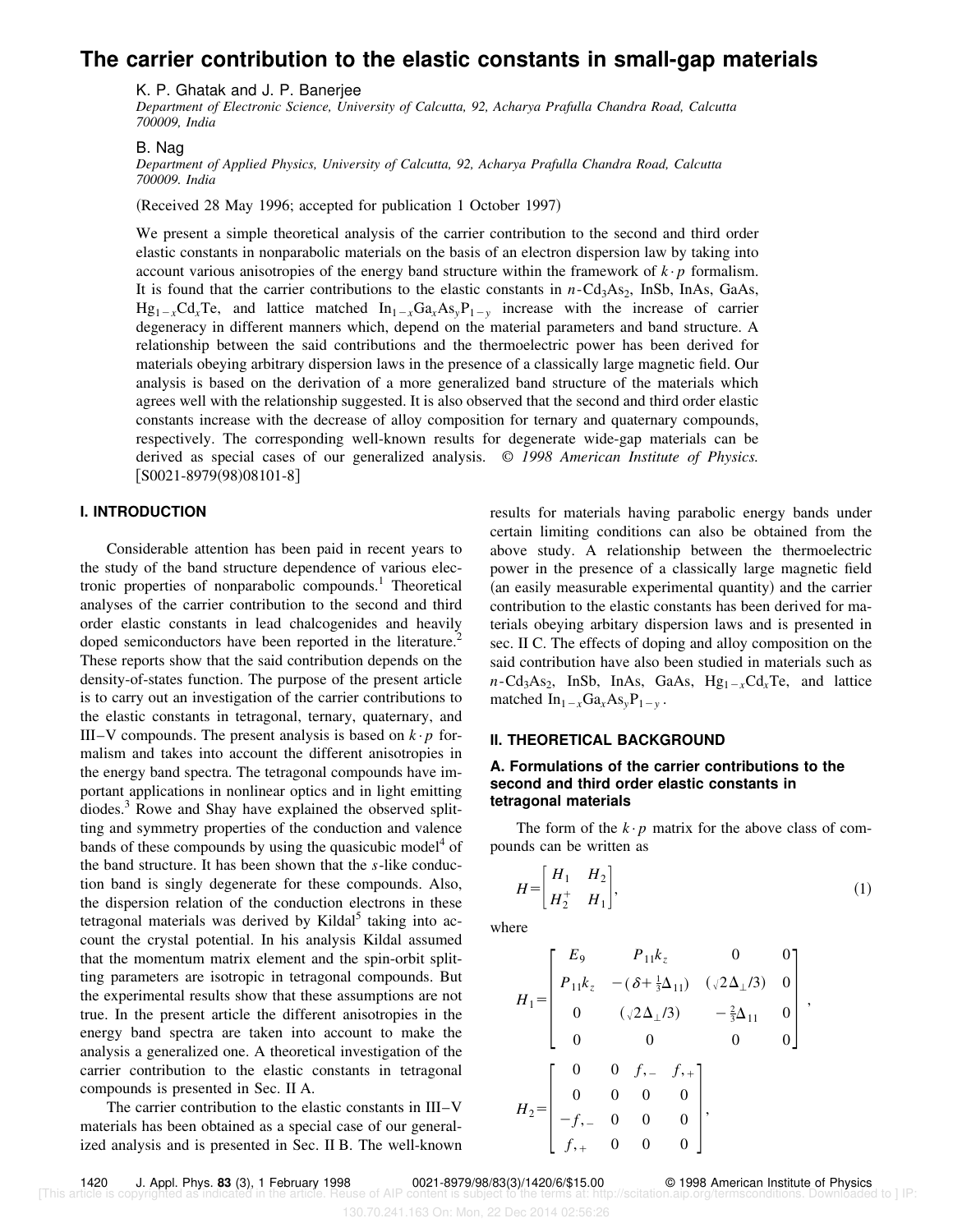# The carrier contribution to the elastic constants in small-gap materials

K. P. Ghatak and J. P. Banerjee

*Department of Electronic Science, University of Calcutta, 92, Acharya Prafulla Chandra Road, Calcutta 700009, India*

B. Nag

*Department of Applied Physics, University of Calcutta, 92, Acharya Prafulla Chandra Road, Calcutta 700009. India*

(Received 28 May 1996; accepted for publication 1 October 1997)

We present a simple theoretical analysis of the carrier contribution to the second and third order elastic constants in nonparabolic materials on the basis of an electron dispersion law by taking into account various anisotropies of the energy band structure within the framework of $k\cdot p$ formalism. It is found that the carrier contributions to the elastic constants in $n$-$Cd_3As_2$, InSb, InAs, GaAs, $Hg_{1-x}Cd_xTe$, and lattice matched $In_{1-x}Ga_xAs_yP_{1-y}$ increase with the increase of carrier degeneracy in different manners which, depend on the material parameters and band structure. A relationship between the said contributions and the thermoelectric power has been derived for materials obeying arbitrary dispersion laws in the presence of a classically large magnetic field. Our analysis is based on the derivation of a more generalized band structure of the materials which agrees well with the relationship suggested. It is also observed that the second and third order elastic constants increase with the decrease of alloy composition for ternary and quaternary compounds, respectively. The corresponding well-known results for degenerate wide-gap materials can be derived as special cases of our generalized analysis. © *1998 American Institute of Physics.* [S0021-8979(98)08101-8]

## I. INTRODUCTION

Considerable attention has been paid in recent years to the study of the band structure dependence of various electronic properties of nonparabolic compounds.[1] Theoretical analyses of the carrier contribution to the second and third order elastic constants in lead chalcogenides and heavily doped semiconductors have been reported in the literature.[2] These reports show that the said contribution depends on the density-of-states function. The purpose of the present article is to carry out an investigation of the carrier contributions to the elastic constants in tetragonal, ternary, quaternary, and III–V compounds. The present analysis is based on $k\cdot p$ formalism and takes into account the different anisotropies in the energy band spectra. The tetragonal compounds have important applications in nonlinear optics and in light emitting diodes.[3] Rowe and Shay have explained the observed splitting and symmetry properties of the conduction and valence bands of these compounds by using the quasicubic model[4] of the band structure. It has been shown that the $s$-like conduction band is singly degenerate for these compounds. Also, the dispersion relation of the conduction electrons in these tetragonal materials was derived by Kildal[5] taking into account the crystal potential. In his analysis Kildal assumed that the momentum matrix element and the spin-orbit splitting parameters are isotropic in tetragonal compounds. But the experimental results show that these assumptions are not true. In the present article the different anisotropies in the energy band spectra are taken into account to make the analysis a generalized one. A theoretical investigation of the carrier contribution to the elastic constants in tetragonal compounds is presented in Sec. II A.

The carrier contribution to the elastic constants in III–V materials has been obtained as a special case of our generalized analysis and is presented in Sec. II B. The well-known results for materials having parabolic energy bands under certain limiting conditions can also be obtained from the above study. A relationship between the thermoelectric power in the presence of a classically large magnetic field (an easily measurable experimental quantity) and the carrier contribution to the elastic constants has been derived for materials obeying arbitary dispersion laws and is presented in sec. II C. The effects of doping and alloy composition on the said contribution have also been studied in materials such as $n$-$Cd_3As_2$, InSb, InAs, GaAs, $Hg_{1-x}Cd_xTe$, and lattice matched $In_{1-x}Ga_xAs_yP_{1-y}$.

## II. THEORETICAL BACKGROUND

### A. Formulations of the carrier contributions to the second and third order elastic constants in tetragonal materials

The form of the $k\cdot p$ matrix for the above class of compounds can be written as

$$H=\begin{bmatrix} H_1 & H_2 \\ H_2^{+} & H_1 \end{bmatrix}, \tag{1}$$

where

$$H_1=\begin{bmatrix} E_9 & P_{11}k_z & 0 & 0 \\ P_{11}k_z & -(\delta+\frac{1}{3}\Delta_{11}) & (\sqrt{2}\Delta_{\perp}/3) & 0 \\ 0 & (\sqrt{2}\Delta_{\perp}/3) & -\frac{2}{3}\Delta_{11} & 0 \\ 0 & 0 & 0 & 0 \end{bmatrix},$$

$$H_2=\begin{bmatrix} 0 & 0 & f_{,-} & f_{,+} \\ 0 & 0 & 0 & 0 \\ -f_{,-} & 0 & 0 & 0 \\ f_{,+} & 0 & 0 & 0 \end{bmatrix},$$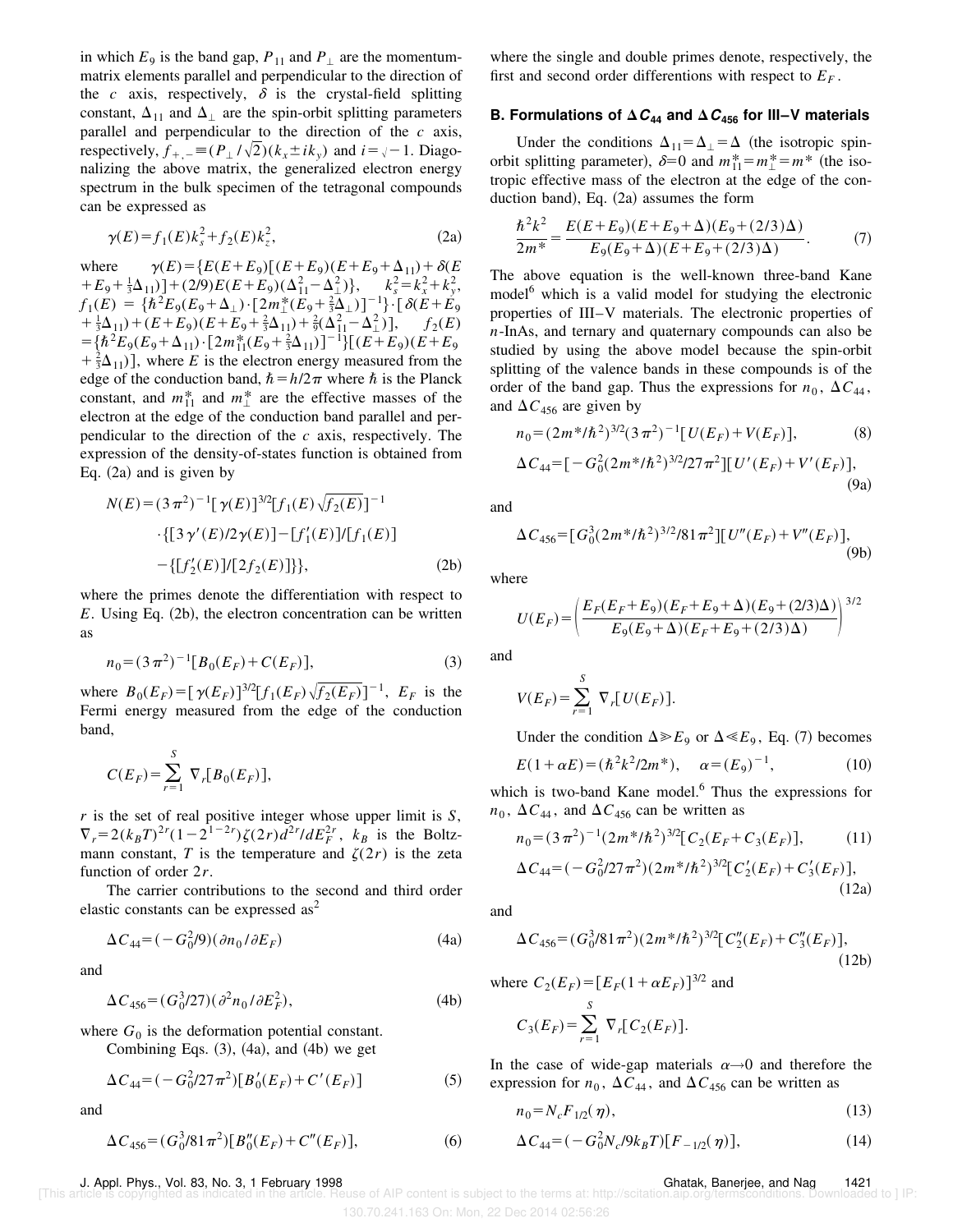in which $E_9$ is the band gap, $P_{11}$ and $P_\perp$ are the momentum-matrix elements parallel and perpendicular to the direction of the $c$ axis, respectively, $\delta$ is the crystal-field splitting constant, $\Delta_{11}$ and $\Delta_\perp$ are the spin-orbit splitting parameters parallel and perpendicular to the direction of the $c$ axis, respectively, $f_{+,-} \equiv (P_\perp/\sqrt{2})(k_x \pm ik_y)$ and $i = \sqrt{-1}$. Diagonalizing the above matrix, the generalized electron energy spectrum in the bulk specimen of the tetragonal compounds can be expressed as

$$\gamma(E) = f_1(E)k_s^2 + f_2(E)k_z^2, \tag{2a}$$

where $\gamma(E) = \{E(E+E_9)[(E+E_9)(E+E_9+\Delta_{11}) + \delta(E+E_9+\frac{1}{3}\Delta_{11})] + (2/9)E(E+E_9)(\Delta_{11}^2 - \Delta_\perp^2)\}$, $k_s^2 = k_x^2 + k_y^2$, $f_1(E) = \{\hbar^2 E_9(E_9+\Delta_\perp)\cdot[2m_\perp^*(E_9+\frac{2}{3}\Delta_\perp)]^{-1}\}\cdot[\delta(E+E_9+\frac{1}{3}\Delta_{11}) + (E+E_9)(E+E_9+\frac{2}{3}\Delta_{11}) + \frac{2}{9}(\Delta_{11}^2 - \Delta_\perp^2)]$, $f_2(E) = \{\hbar^2 E_9(E_9+\Delta_{11})\cdot[2m_{11}^*(E_9+\frac{2}{3}\Delta_{11})]^{-1}\}[(E+E_9)(E+E_9+\frac{2}{3}\Delta_{11})]$, where $E$ is the electron energy measured from the edge of the conduction band, $\hbar = h/2\pi$ where $\hbar$ is the Planck constant, and $m_{11}^*$ and $m_\perp^*$ are the effective masses of the electron at the edge of the conduction band parallel and perpendicular to the direction of the $c$ axis, respectively. The expression of the density-of-states function is obtained from Eq. (2a) and is given by

$$N(E) = (3\pi^2)^{-1}[\gamma(E)]^{3/2}[f_1(E)\sqrt{f_2(E)}]^{-1} \cdot \{[3\gamma'(E)/2\gamma(E)] - [f_1'(E)]/[f_1(E)] - \{[f_2'(E)]/[2f_2(E)]\}\}, \tag{2b}$$

where the primes denote the differentiation with respect to $E$. Using Eq. (2b), the electron concentration can be written as

$$n_0 = (3\pi^2)^{-1}[B_0(E_F) + C(E_F)], \tag{3}$$

where $B_0(E_F) = [\gamma(E_F)]^{3/2}[f_1(E_F)\sqrt{f_2(E_F)}]^{-1}$, $E_F$ is the Fermi energy measured from the edge of the conduction band,

$$C(E_F) = \sum_{r=1}^{S} \nabla_r[B_0(E_F)],$$

$r$ is the set of real positive integer whose upper limit is $S$, $\nabla_r = 2(k_B T)^{2r}(1-2^{1-2r})\zeta(2r)d^{2r}/dE_F^{2r}$, $k_B$ is the Boltzmann constant, $T$ is the temperature and $\zeta(2r)$ is the zeta function of order $2r$.

The carrier contributions to the second and third order elastic constants can be expressed as[2]

$$\Delta C_{44} = (-G_0^2/9)(\partial n_0/\partial E_F) \tag{4a}$$

and

$$\Delta C_{456} = (G_0^3/27)(\partial^2 n_0/\partial E_F^2), \tag{4b}$$

where $G_0$ is the deformation potential constant.

Combining Eqs. (3), (4a), and (4b) we get

$$\Delta C_{44} = (-G_0^2/27\pi^2)[B_0'(E_F) + C'(E_F)] \tag{5}$$

and

$$\Delta C_{456} = (G_0^3/81\pi^2)[B_0''(E_F) + C''(E_F)], \tag{6}$$

where the single and double primes denote, respectively, the first and second order differentions with respect to $E_F$.

### B. Formulations of $\Delta C_{44}$ and $\Delta C_{456}$ for III–V materials

Under the conditions $\Delta_{11} = \Delta_\perp = \Delta$ (the isotropic spin-orbit splitting parameter), $\delta = 0$ and $m_{11}^* = m_\perp^* = m^*$ (the isotropic effective mass of the electron at the edge of the conduction band), Eq. (2a) assumes the form

$$\frac{\hbar^2 k^2}{2m^*} = \frac{E(E+E_9)(E+E_9+\Delta)(E_9+(2/3)\Delta)}{E_9(E_9+\Delta)(E+E_9+(2/3)\Delta)}. \tag{7}$$

The above equation is the well-known three-band Kane model[6] which is a valid model for studying the electronic properties of III–V materials. The electronic properties of $n$-InAs, and ternary and quaternary compounds can also be studied by using the above model because the spin-orbit splitting of the valence bands in these compounds is of the order of the band gap. Thus the expressions for $n_0$, $\Delta C_{44}$, and $\Delta C_{456}$ are given by

$$n_0 = (2m^*/\hbar^2)^{3/2}(3\pi^2)^{-1}[U(E_F) + V(E_F)], \tag{8}$$

$$\Delta C_{44} = [-G_0^2(2m^*/\hbar^2)^{3/2}/27\pi^2][U'(E_F) + V'(E_F)], \tag{9a}$$

and

$$\Delta C_{456} = [G_0^3(2m^*/\hbar^2)^{3/2}/81\pi^2][U''(E_F) + V''(E_F)], \tag{9b}$$

where

$$U(E_F) = \left(\frac{E_F(E_F+E_9)(E_F+E_9+\Delta)(E_9+(2/3)\Delta)}{E_9(E_9+\Delta)(E_F+E_9+(2/3)\Delta)}\right)^{3/2}$$

and

$$V(E_F) = \sum_{r=1}^{S} \nabla_r[U(E_F)].$$

Under the condition $\Delta \gg E_9$ or $\Delta \ll E_9$, Eq. (7) becomes

$$E(1+\alpha E) = (\hbar^2 k^2/2m^*), \quad \alpha = (E_9)^{-1}, \tag{10}$$

which is two-band Kane model.[6] Thus the expressions for $n_0$, $\Delta C_{44}$, and $\Delta C_{456}$ can be written as

$$n_0 = (3\pi^2)^{-1}(2m^*/\hbar^2)^{3/2}[C_2(E_F + C_3(E_F)], \tag{11}$$

$$\Delta C_{44} = (-G_0^2/27\pi^2)(2m^*/\hbar^2)^{3/2}[C_2'(E_F) + C_3'(E_F)], \tag{12a}$$

and

$$\Delta C_{456} = (G_0^3/81\pi^2)(2m^*/\hbar^2)^{3/2}[C_2''(E_F) + C_3''(E_F)], \tag{12b}$$

where $C_2(E_F) = [E_F(1+\alpha E_F)]^{3/2}$ and

$$C_3(E_F) = \sum_{r=1}^{S} \nabla_r[C_2(E_F)].$$

In the case of wide-gap materials $\alpha \to 0$ and therefore the expression for $n_0$, $\Delta C_{44}$, and $\Delta C_{456}$ can be written as

$$n_0 = N_c F_{1/2}(\eta), \tag{13}$$

$$\Delta C_{44} = (-G_0^2 N_c/9k_B T)[F_{-1/2}(\eta)], \tag{14}$$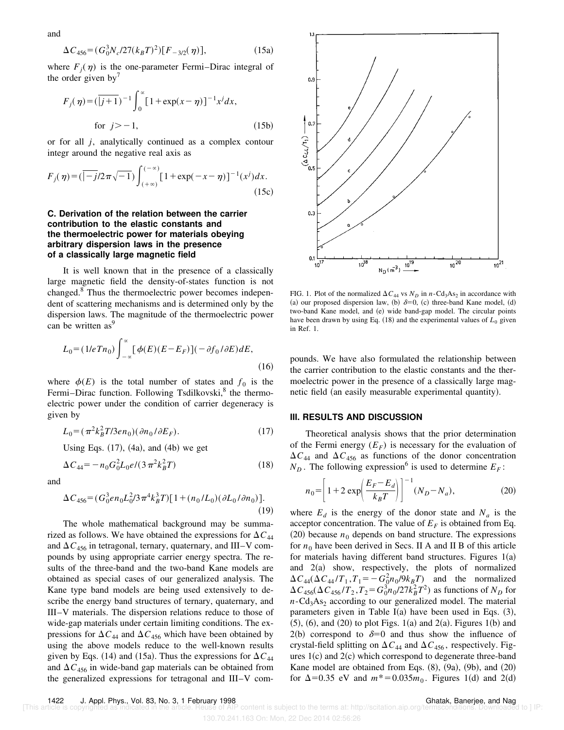and

$$\Delta C_{456}=(G_0^3 N_c/27(k_B T)^2)[F_{-3/2}(\eta)], \tag{15a}$$

where $F_j(\eta)$ is the one-parameter Fermi–Dirac integral of the order given by[7]

$$F_j(\eta)=(\overline{|j+1})^{-1}\int_0^{\infty}[1+\exp(x-\eta)]^{-1}x^j dx,$$

$$\text{for } j>-1, \tag{15b}$$

or for all $j$, analytically continued as a complex contour integr around the negative real axis as

$$F_j(\eta)=(\overline{|-j}/2\pi\sqrt{-1})\int_{(+\infty)}^{(-\infty)}[1+\exp(-x-\eta)]^{-1}(x^j)dx. \tag{15c}$$

### C. Derivation of the relation between the carrier contribution to the elastic constants and the thermoelectric power for materials obeying arbitrary dispersion laws in the presence of a classically large magnetic field

It is well known that in the presence of a classically large magnetic field the density-of-states function is not changed.[8] Thus the thermoelectric power becomes independent of scattering mechanisms and is determined only by the dispersion laws. The magnitude of the thermoelectric power can be written as[9]

$$L_0=(1/eTn_0)\int_{-\infty}^{\infty}[\phi(E)(E-E_F)](-\partial f_0/\partial E)dE, \tag{16}$$

where $\phi(E)$ is the total number of states and $f_0$ is the Fermi–Dirac function. Following Tsdilkovski,[8] the thermoelectric power under the condition of carrier degeneracy is given by

$$L_0=(\pi^2 k_B^2 T/3en_0)(\partial n_0/\partial E_F). \tag{17}$$

Using Eqs. (17), (4a), and (4b) we get

$$\Delta C_{44}=-n_0 G_0^2 L_0 e/(3\pi^2 k_B^2 T) \tag{18}$$

and

$$\Delta C_{456}=(G_0^3 e n_0 L_0^2/3\pi^4 k_B^3 T)[1+(n_0/L_0)(\partial L_0/\partial n_0)]. \tag{19}$$

The whole mathematical background may be summarized as follows. We have obtained the expressions for $\Delta C_{44}$ and $\Delta C_{456}$ in tetragonal, ternary, quaternary, and III–V compounds by using appropriate carrier energy spectra. The results of the three-band and the two-band Kane models are obtained as special cases of our generalized analysis. The Kane type band models are being used extensively to describe the energy band structures of ternary, quaternary, and III–V materials. The dispersion relations reduce to those of wide-gap materials under certain limiting conditions. The expressions for $\Delta C_{44}$ and $\Delta C_{456}$ which have been obtained by using the above models reduce to the well-known results given by Eqs. (14) and (15a). Thus the expressions for $\Delta C_{44}$ and $\Delta C_{456}$ in wide-band gap materials can be obtained from the generalized expressions for tetragonal and III–V compounds. We have also formulated the relationship between the carrier contribution to the elastic constants and the thermoelectric power in the presence of a classically large magnetic field (an easily measurable experimental quantity).

FIG. 1. Plot of the normalized $\Delta C_{44}$ vs $N_D$ in $n$-$Cd_3As_2$ in accordance with (a) our proposed dispersion law, (b) $\delta=0$, (c) three-band Kane model, (d) two-band Kane model, and (e) wide band-gap model. The circular points have been drawn by using Eq. (18) and the experimental values of $L_0$ given in Ref. 1.

## III. RESULTS AND DISCUSSION

Theoretical analysis shows that the prior determination of the Fermi energy ($E_F$) is necessary for the evaluation of $\Delta C_{44}$ and $\Delta C_{456}$ as functions of the donor concentration $N_D$. The following expression[6] is used to determine $E_F$:

$$n_0=\left[1+2\exp\left(\frac{E_F-E_d}{k_B T}\right)\right]^{-1}(N_D-N_a), \tag{20}$$

where $E_d$ is the energy of the donor state and $N_a$ is the acceptor concentration. The value of $E_F$ is obtained from Eq. (20) because $n_0$ depends on band structure. The expressions for $n_0$ have been derived in Secs. II A and II B of this article for materials having different band structures. Figures 1(a) and 2(a) show, respectively, the plots of normalized $\Delta C_{44}(\Delta C_{44}/T_1, T_1=-G_0^2 n_0/9k_B T)$ and the normalized $\Delta C_{456}(\Delta C_{456}/T_2, T_2=G_0^3 n_0/27k_B^2 T^2)$ as functions of $N_D$ for $n$-$Cd_3As_2$ according to our generalized model. The material parameters given in Table I(a) have been used in Eqs. (3), (5), (6), and (20) to plot Figs. 1(a) and 2(a). Figures 1(b) and 2(b) correspond to $\delta=0$ and thus show the influence of crystal-field splitting on $\Delta C_{44}$ and $\Delta C_{456}$, respectively. Figures 1(c) and 2(c) which correspond to degenerate three-band Kane model are obtained from Eqs. (8), (9a), (9b), and (20) for $\Delta=0.35$ eV and $m^*=0.035m_0$. Figures 1(d) and 2(d)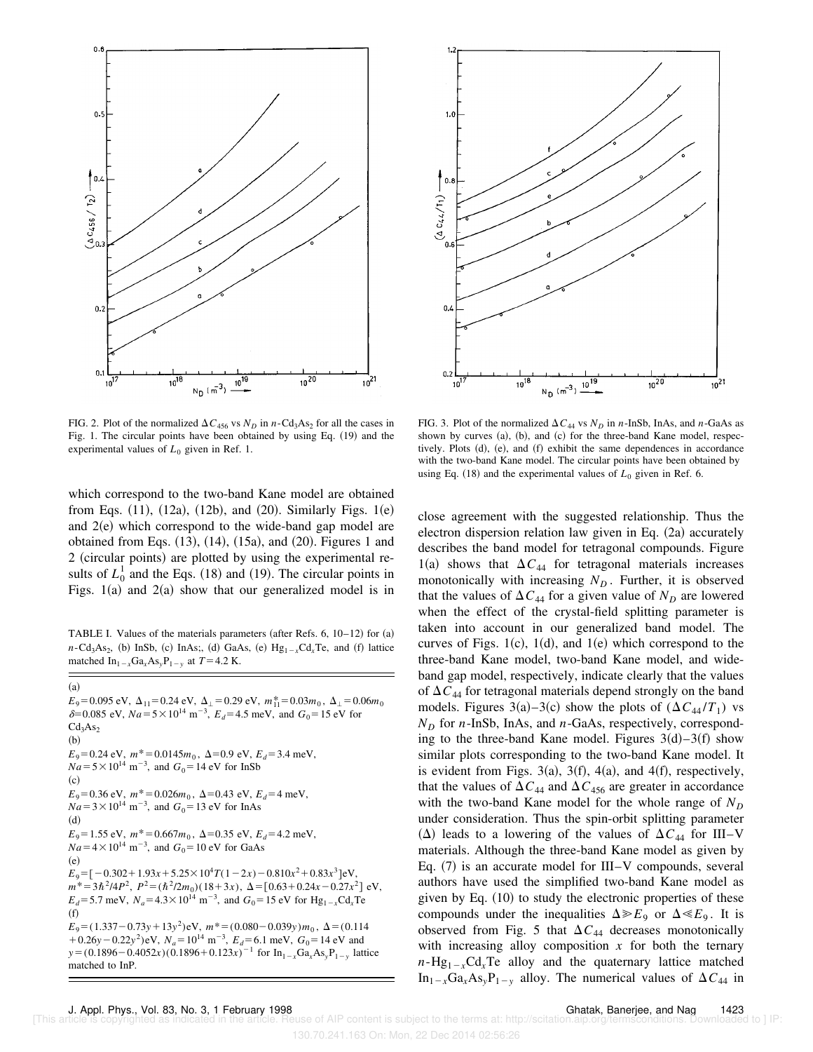FIG. 2. Plot of the normalized $\Delta C_{456}$ vs $N_D$ in $n$-$Cd_3As_2$ for all the cases in Fig. 1. The circular points have been obtained by using Eq. (19) and the experimental values of $L_0$ given in Ref. 1.

FIG. 3. Plot of the normalized $\Delta C_{44}$ vs $N_D$ in $n$-InSb, InAs, and $n$-GaAs as shown by curves (a), (b), and (c) for the three-band Kane model, respectively. Plots (d), (e), and (f) exhibit the same dependences in accordance with the two-band Kane model. The circular points have been obtained by using Eq. (18) and the experimental values of $L_0$ given in Ref. 6.

which correspond to the two-band Kane model are obtained from Eqs. (11), (12a), (12b), and (20). Similarly Figs. 1(e) and 2(e) which correspond to the wide-band gap model are obtained from Eqs. (13), (14), (15a), and (20). Figures 1 and 2 (circular points) are plotted by using the experimental results of $L_0^1$ and the Eqs. (18) and (19). The circular points in Figs. 1(a) and 2(a) show that our generalized model is in close agreement with the suggested relationship. Thus the electron dispersion relation law given in Eq. (2a) accurately describes the band model for tetragonal compounds. Figure 1(a) shows that $\Delta C_{44}$ for tetragonal materials increases monotonically with increasing $N_D$. Further, it is observed that the values of $\Delta C_{44}$ for a given value of $N_D$ are lowered when the effect of the crystal-field splitting parameter is taken into account in our generalized band model. The curves of Figs. 1(c), 1(d), and 1(e) which correspond to the three-band Kane model, two-band Kane model, and wide-band gap model, respectively, indicate clearly that the values of $\Delta C_{44}$ for tetragonal materials depend strongly on the band models. Figures 3(a)–3(c) show the plots of $(\Delta C_{44}/T_1)$ vs $N_D$ for $n$-InSb, InAs, and $n$-GaAs, respectively, corresponding to the three-band Kane model. Figures 3(d)–3(f) show similar plots corresponding to the two-band Kane model. It is evident from Figs. 3(a), 3(f), 4(a), and 4(f), respectively, that the values of $\Delta C_{44}$ and $\Delta C_{456}$ are greater in accordance with the two-band Kane model for the whole range of $N_D$ under consideration. Thus the spin-orbit splitting parameter ($\Delta$) leads to a lowering of the values of $\Delta C_{44}$ for III–V materials. Although the three-band Kane model as given by Eq. (7) is an accurate model for III–V compounds, several authors have used the simplified two-band Kane model as given by Eq. (10) to study the electronic properties of these compounds under the inequalities $\Delta \gg E_9$ or $\Delta \ll E_9$. It is observed from Fig. 5 that $\Delta C_{44}$ decreases monotonically with increasing alloy composition $x$ for both the ternary $n$-$Hg_{1-x}Cd_xTe$ alloy and the quaternary lattice matched $In_{1-x}Ga_xAs_yP_{1-y}$ alloy. The numerical values of $\Delta C_{44}$ in

TABLE I. Values of the materials parameters (after Refs. 6, 10–12) for (a) $n$-$Cd_3As_2$, (b) InSb, (c) InAs;, (d) GaAs, (e) $Hg_{1-x}Cd_xTe$, and (f) lattice matched $In_{1-x}Ga_xAs_yP_{1-y}$ at $T=4.2$ K.

(a)
$E_9=0.095$ eV, $\Delta_{11}=0.24$ eV, $\Delta_\perp=0.29$ eV, $m_{11}^*=0.03m_0$, $\Delta_\perp=0.06m_0$ $\delta=0.085$ eV, $Na=5\times10^{14}$ m$^{-3}$, $E_d=4.5$ meV, and $G_0=15$ eV for $Cd_3As_2$
(b)
$E_9=0.24$ eV, $m^*=0.0145m_0$, $\Delta=0.9$ eV, $E_d=3.4$ meV, $Na=5\times10^{14}$ m$^{-3}$, and $G_0=14$ eV for InSb
(c)
$E_9=0.36$ eV, $m^*=0.026m_0$, $\Delta=0.43$ eV, $E_d=4$ meV, $Na=3\times10^{14}$ m$^{-3}$, and $G_0=13$ eV for InAs
(d)
$E_9=1.55$ eV, $m^*=0.667m_0$, $\Delta=0.35$ eV, $E_d=4.2$ meV, $Na=4\times10^{14}$ m$^{-3}$, and $G_0=10$ eV for GaAs
(e)
$E_9=[-0.302+1.93x+5.25\times10^4T(1-2x)-0.810x^2+0.83x^3]$eV, $m^*=3\hbar^2/4P^2$, $P^2=(\hbar^2/2m_0)(18+3x)$, $\Delta=[0.63+0.24x-0.27x^2]$ eV, $E_d=5.7$ meV, $N_a=4.3\times10^{14}$ m$^{-3}$, and $G_0=15$ eV for $Hg_{1-x}Cd_xTe$
(f)
$E_9=(1.337-0.73y+13y^2)$eV, $m^*=(0.080-0.039y)m_0$, $\Delta=(0.114+0.26y-0.22y^2)$eV, $N_a=10^{14}$ m$^{-3}$, $E_d=6.1$ meV, $G_0=14$ eV and $y=(0.1896-0.4052x)(0.1896+0.123x)^{-1}$ for $In_{1-x}Ga_xAs_yP_{1-y}$ lattice matched to InP.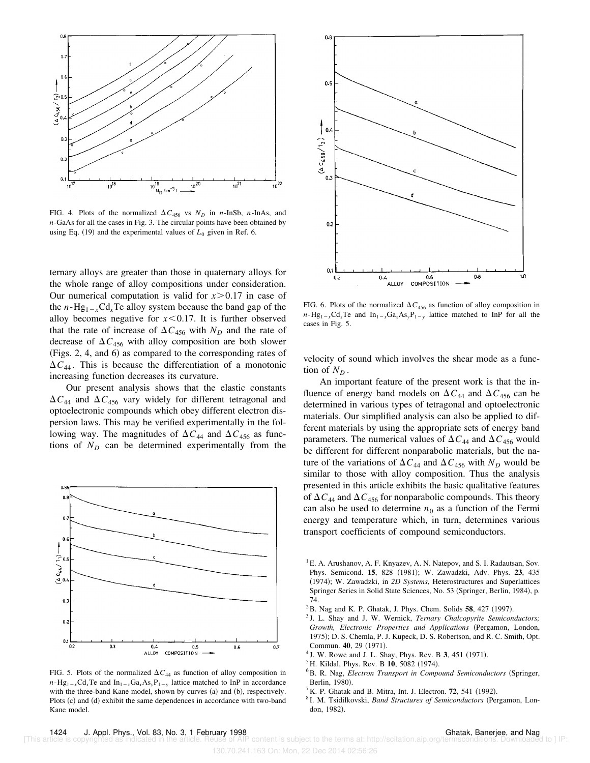FIG. 4. Plots of the normalized $\Delta C_{456}$ vs $N_D$ in $n$-InSb, $n$-InAs, and $n$-GaAs for all the cases in Fig. 3. The circular points have been obtained by using Eq. (19) and the experimental values of $L_0$ given in Ref. 6.

ternary alloys are greater than those in quaternary alloys for the whole range of alloy compositions under consideration. Our numerical computation is valid for $x > 0.17$ in case of the $n$-$Hg_{1-x}Cd_xTe$ alloy system because the band gap of the alloy becomes negative for $x < 0.17$. It is further observed that the rate of increase of $\Delta C_{456}$ with $N_D$ and the rate of decrease of $\Delta C_{456}$ with alloy composition are both slower (Figs. 2, 4, and 6) as compared to the corresponding rates of $\Delta C_{44}$. This is because the differentiation of a monotonic increasing function decreases its curvature.

Our present analysis shows that the elastic constants $\Delta C_{44}$ and $\Delta C_{456}$ vary widely for different tetragonal and optoelectronic compounds which obey different electron dispersion laws. This may be verified experimentally in the following way. The magnitudes of $\Delta C_{44}$ and $\Delta C_{456}$ as functions of $N_D$ can be determined experimentally from the velocity of sound which involves the shear mode as a function of $N_D$.

FIG. 5. Plots of the normalized $\Delta C_{44}$ as function of alloy composition in $n$-$Hg_{1-x}Cd_xTe$ and $In_{1-x}Ga_xAs_yP_{1-y}$ lattice matched to InP in accordance with the three-band Kane model, shown by curves (a) and (b), respectively. Plots (c) and (d) exhibit the same dependences in accordance with two-band Kane model.

FIG. 6. Plots of the normalized $\Delta C_{456}$ as function of alloy composition in $n$-$Hg_{1-x}Cd_xTe$ and $In_{1-x}Ga_xAs_yP_{1-y}$ lattice matched to InP for all the cases in Fig. 5.

An important feature of the present work is that the influence of energy band models on $\Delta C_{44}$ and $\Delta C_{456}$ can be determined in various types of tetragonal and optoelectronic materials. Our simplified analysis can also be applied to different materials by using the appropriate sets of energy band parameters. The numerical values of $\Delta C_{44}$ and $\Delta C_{456}$ would be different for different nonparabolic materials, but the nature of the variations of $\Delta C_{44}$ and $\Delta C_{456}$ with $N_D$ would be similar to those with alloy composition. Thus the analysis presented in this article exhibits the basic qualitative features of $\Delta C_{44}$ and $\Delta C_{456}$ for nonparabolic compounds. This theory can also be used to determine $n_0$ as a function of the Fermi energy and temperature which, in turn, determines various transport coefficients of compound semiconductors.

[1] E. A. Arushanov, A. F. Knyazev, A. N. Natepov, and S. I. Radautsan, Sov. Phys. Semicond. **15**, 828 (1981); W. Zawadzki, Adv. Phys. **23**, 435 (1974); W. Zawadzki, in *2D Systems*, Heterostructures and Superlattices Springer Series in Solid State Sciences, No. 53 (Springer, Berlin, 1984), p. 74.

[2] B. Nag and K. P. Ghatak, J. Phys. Chem. Solids **58**, 427 (1997).

[3] J. L. Shay and J. W. Wernick, *Ternary Chalcopyrite Semiconductors; Growth, Electronic Properties and Applications* (Pergamon, London, 1975); D. S. Chemla, P. J. Kupeck, D. S. Robertson, and R. C. Smith, Opt. Commun. **40**, 29 (1971).

[4] J. W. Rowe and J. L. Shay, Phys. Rev. B **3**, 451 (1971).

[5] H. Kildal, Phys. Rev. B **10**, 5082 (1974).

[6] B. R. Nag, *Electron Transport in Compound Semiconductors* (Springer, Berlin, 1980).

[7] K. P. Ghatak and B. Mitra, Int. J. Electron. **72**, 541 (1992).

[8] I. M. Tsidilkovski, *Band Structures of Semiconductors* (Pergamon, London, 1982).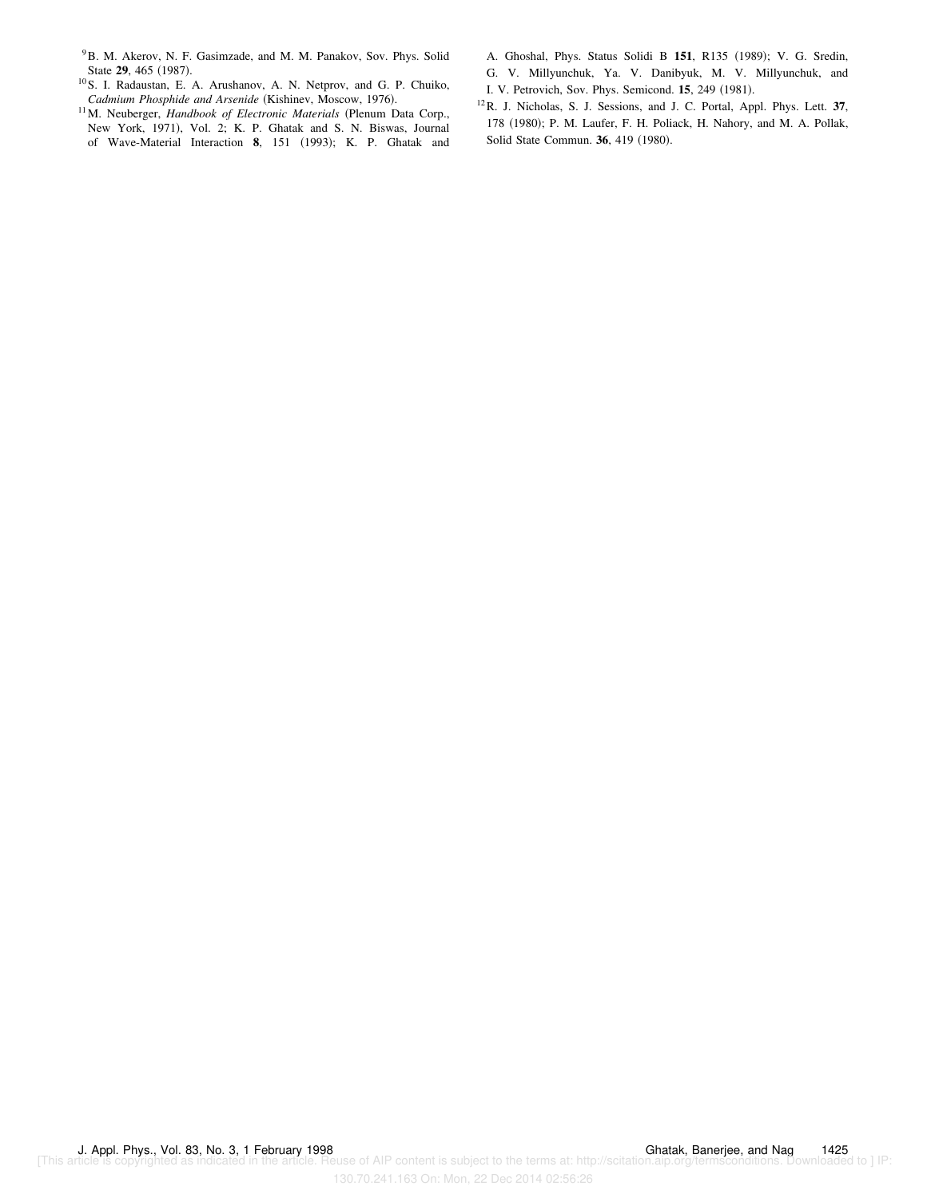[9] B. M. Akerov, N. F. Gasimzade, and M. M. Panakov, Sov. Phys. Solid State **29**, 465 (1987).

[10] S. I. Radaustan, E. A. Arushanov, A. N. Netprov, and G. P. Chuiko, *Cadmium Phosphide and Arsenide* (Kishinev, Moscow, 1976).

[11] M. Neuberger, *Handbook of Electronic Materials* (Plenum Data Corp., New York, 1971), Vol. 2; K. P. Ghatak and S. N. Biswas, Journal of Wave-Material Interaction **8**, 151 (1993); K. P. Ghatak and A. Ghoshal, Phys. Status Solidi B **151**, R135 (1989); V. G. Sredin, G. V. Millyunchuk, Ya. V. Danibyuk, M. V. Millyunchuk, and I. V. Petrovich, Sov. Phys. Semicond. **15**, 249 (1981).

[12] R. J. Nicholas, S. J. Sessions, and J. C. Portal, Appl. Phys. Lett. **37**, 178 (1980); P. M. Laufer, F. H. Poliack, H. Nahory, and M. A. Pollak, Solid State Commun. **36**, 419 (1980).